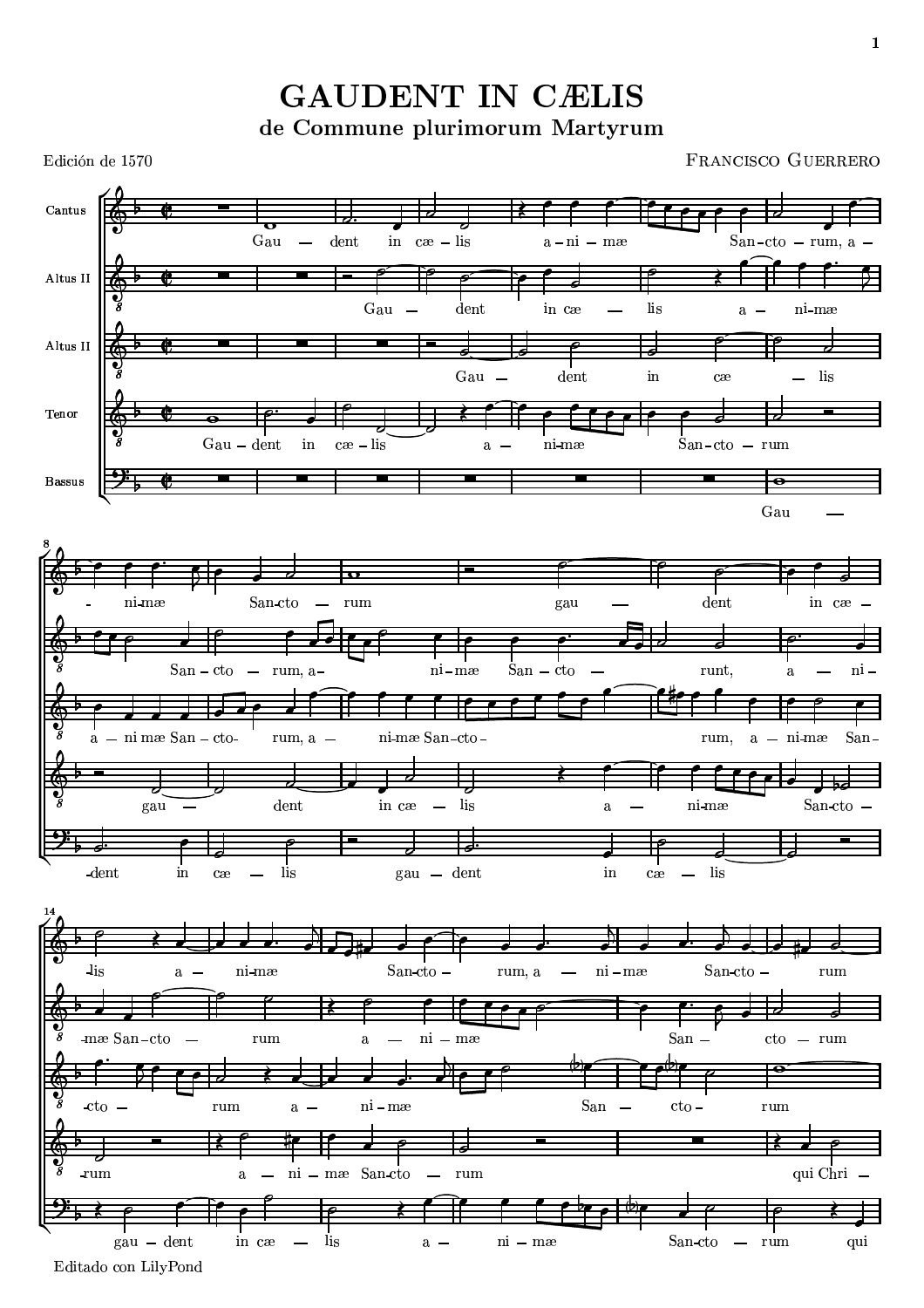# GAUDENT IN CÆLIS

## de Commune plurimorum Martyrum

Edición de 1570

FRANCISCO GUERRERO

Editado con LilyPond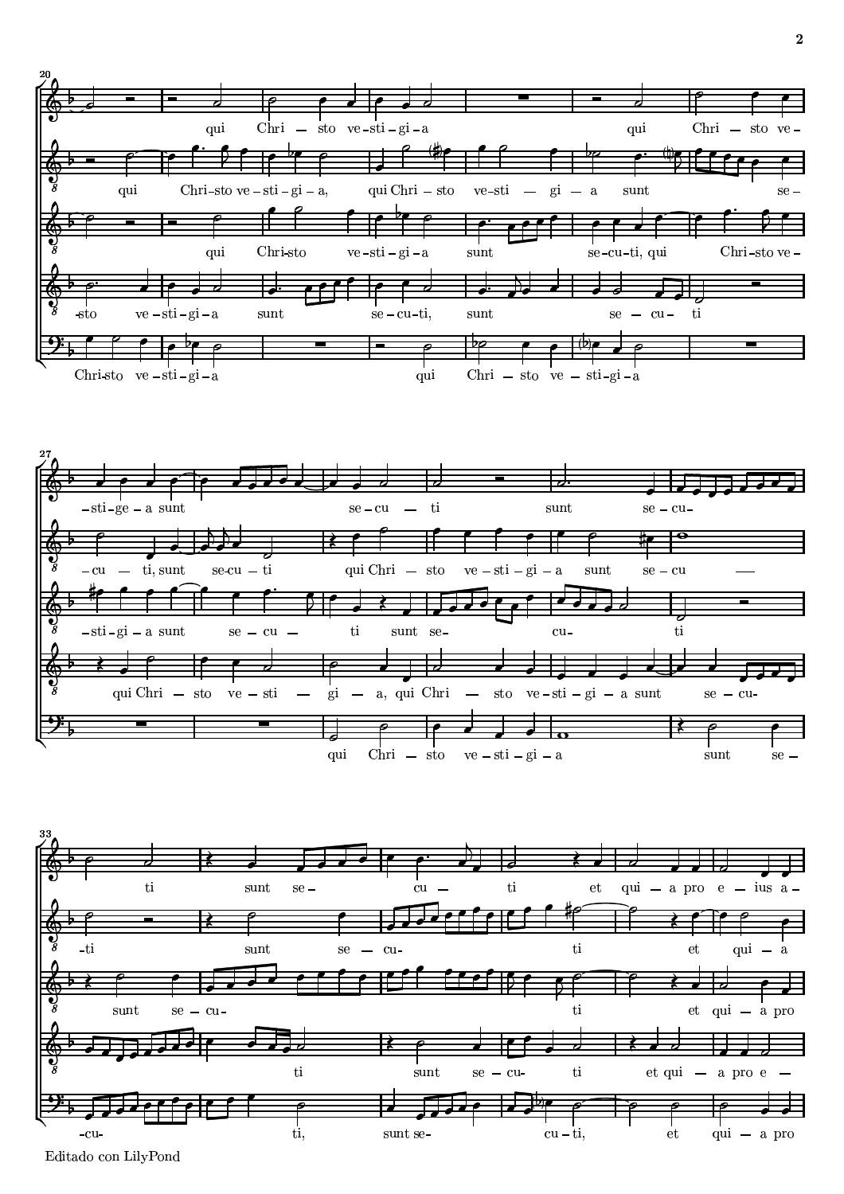qui Chri – sto ve – sti – gi – a qui Chri – sto ve –

qui Chri – sto ve – sti – gi – a, qui Chri – sto ve – sti – gi – a sunt se –

qui Chri – sto ve – sti – gi – a sunt se – cu – ti, qui Chri – sto ve –

– sto ve – sti – gi – a sunt se – cu – ti, sunt se – cu – ti

Chri – sto ve – sti – gi – a qui Chri – sto ve – sti – gi – a

– sti – ge – a sunt se – cu – ti sunt se – cu –

– cu – ti, sunt se – cu – ti qui Chri – sto ve – sti – gi – a sunt se – cu —

– sti – gi – a sunt se – cu – ti sunt se – cu – ti

qui Chri – sto ve – sti – gi – a, qui Chri – sto ve – sti – gi – a sunt se – cu –

qui Chri – sto ve – sti – gi – a sunt se –

ti sunt se – cu – ti et qui – a pro e – ius a –

– ti sunt se – cu – ti et qui – a

sunt se – cu – ti et qui – a pro

ti sunt se – cu – ti et qui – a pro e –

– cu – ti, sunt se – cu – ti, et qui – a pro

Editado con LilyPond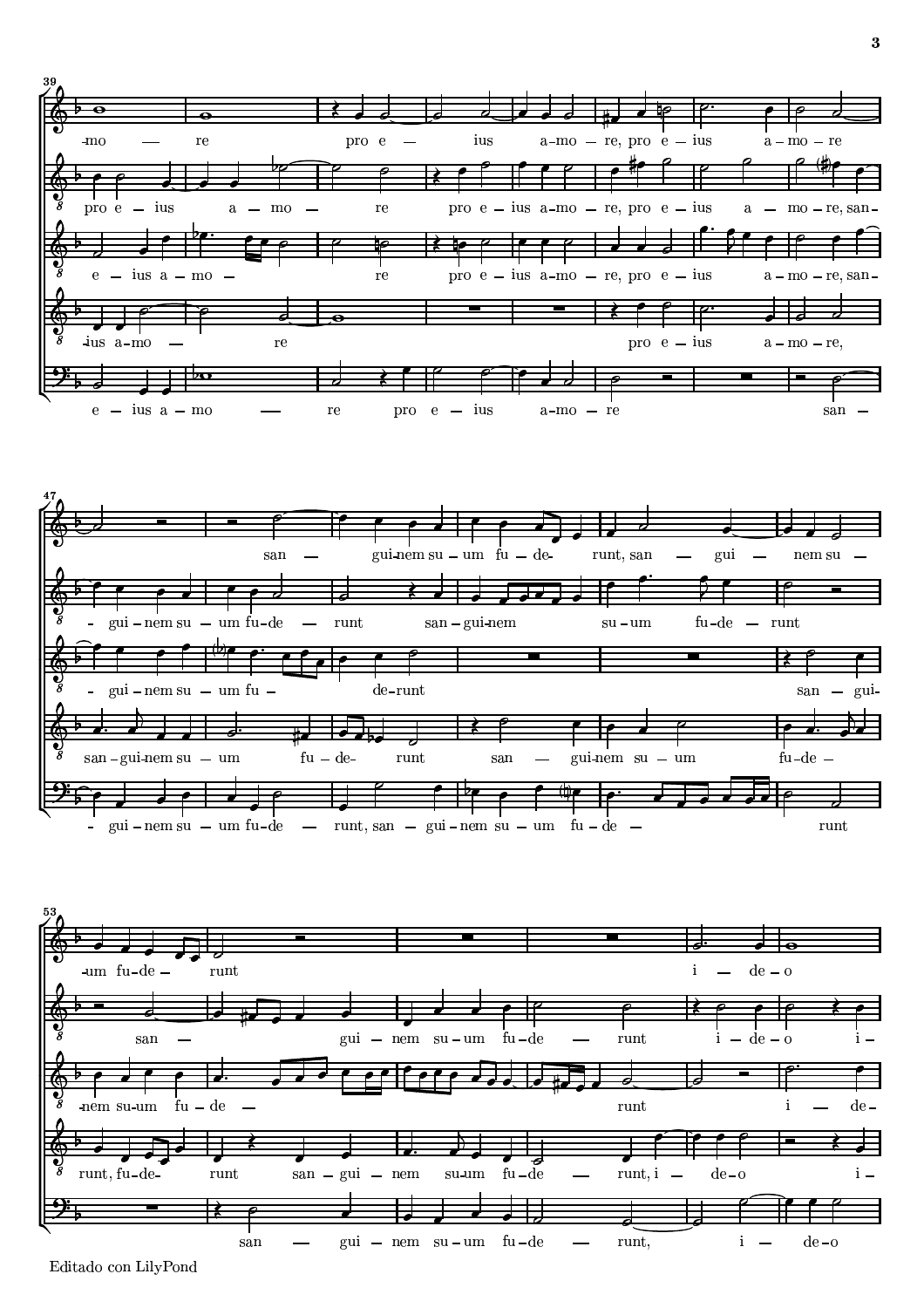Editado con LilyPond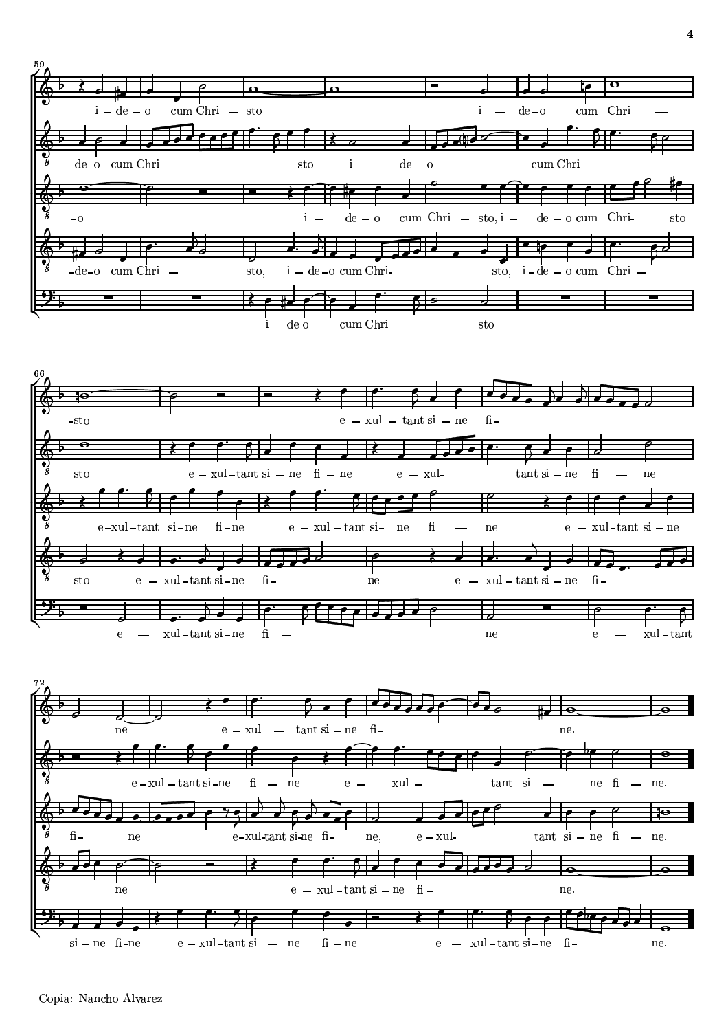Copia: Nancho Alvarez